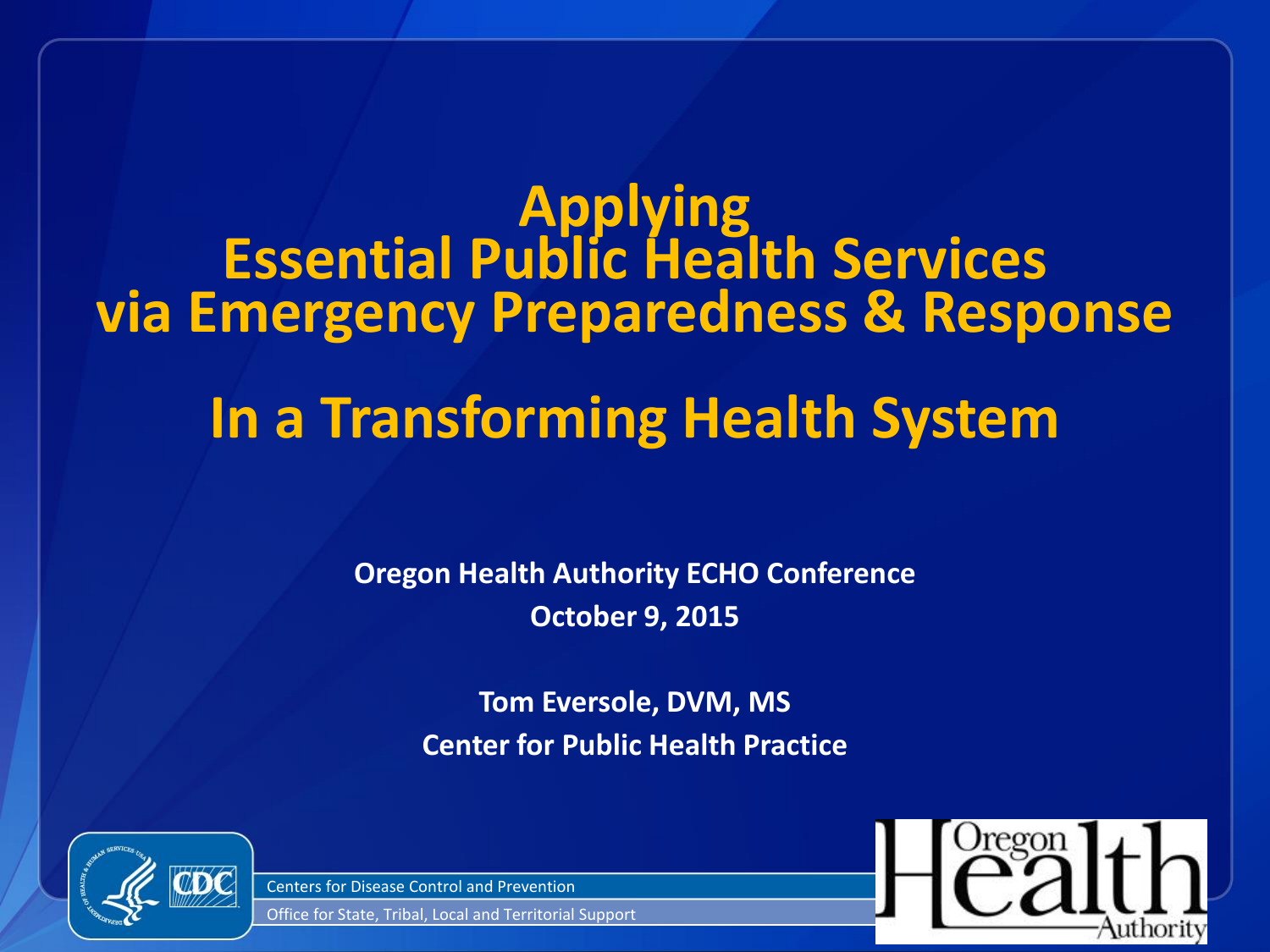# Applying Essential Public Health Services via Emergency Preparedness & Response

## In a Transforming Health System

**Oregon Health Authority ECHO Conference**
**October 9, 2015**

**Tom Eversole, DVM, MS**
**Center for Public Health Practice**

Centers for Disease Control and Prevention
Office for State, Tribal, Local and Territorial Support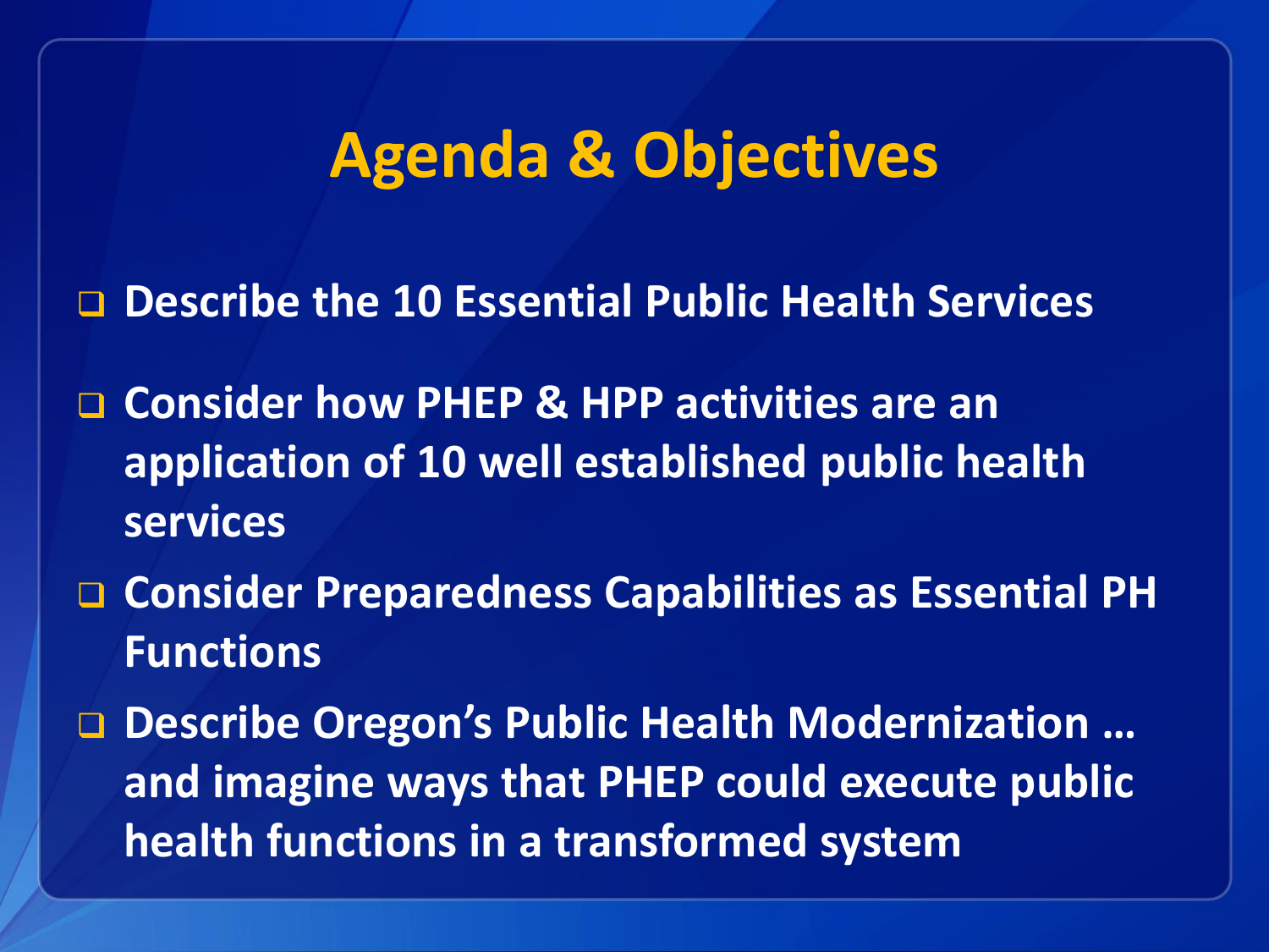# Agenda & Objectives

- Describe the 10 Essential Public Health Services
- Consider how PHEP & HPP activities are an application of 10 well established public health services
- Consider Preparedness Capabilities as Essential PH Functions
- Describe Oregon's Public Health Modernization … and imagine ways that PHEP could execute public health functions in a transformed system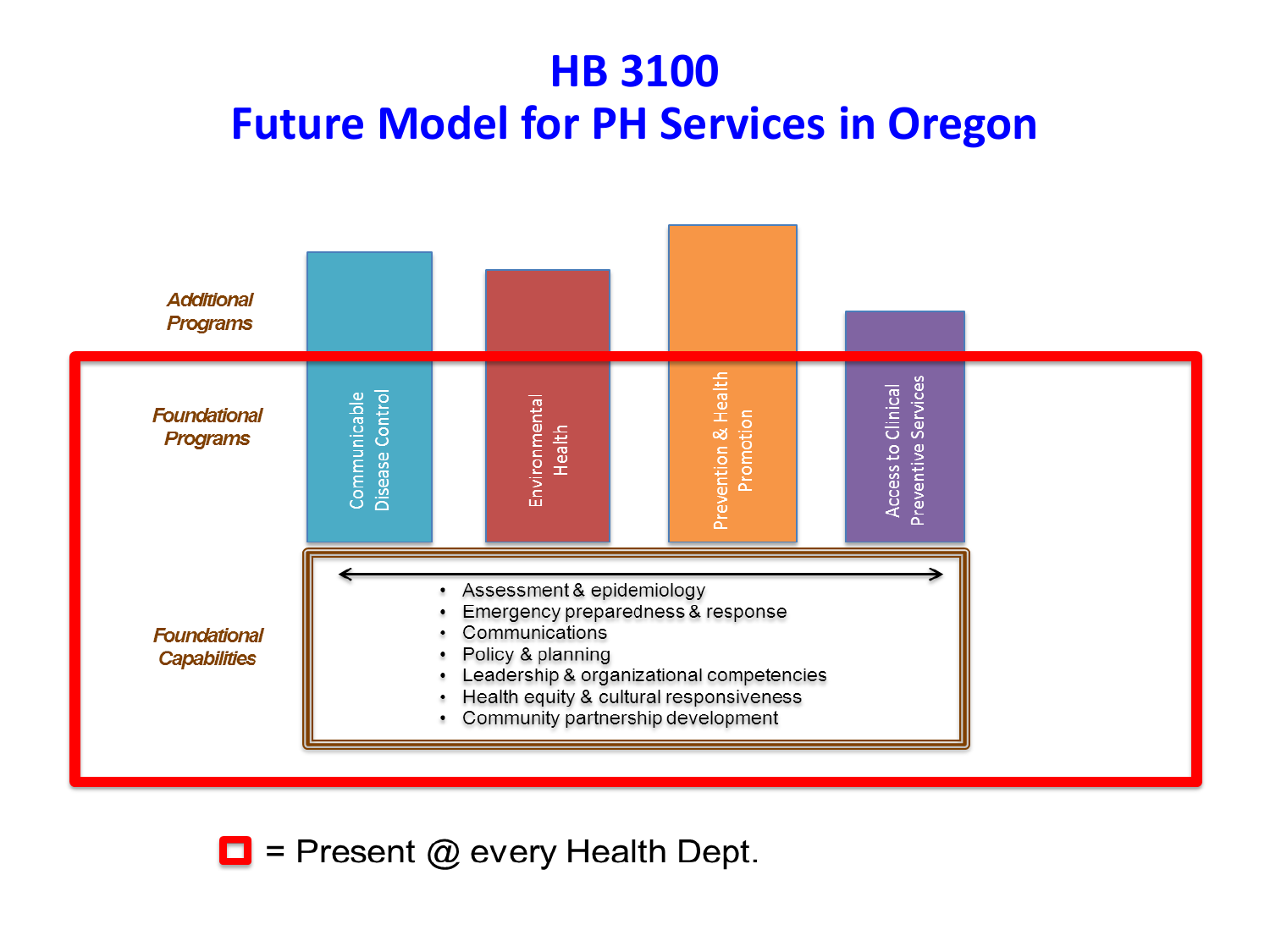# HB 3100
# Future Model for PH Services in Oregon

*Additional Programs*

*Foundational Programs*

- Communicable Disease Control
- Environmental Health
- Prevention & Health Promotion
- Access to Clinical Preventive Services

*Foundational Capabilities*

- Assessment & epidemiology
- Emergency preparedness & response
- Communications
- Policy & planning
- Leadership & organizational competencies
- Health equity & cultural responsiveness
- Community partnership development

= Present @ every Health Dept.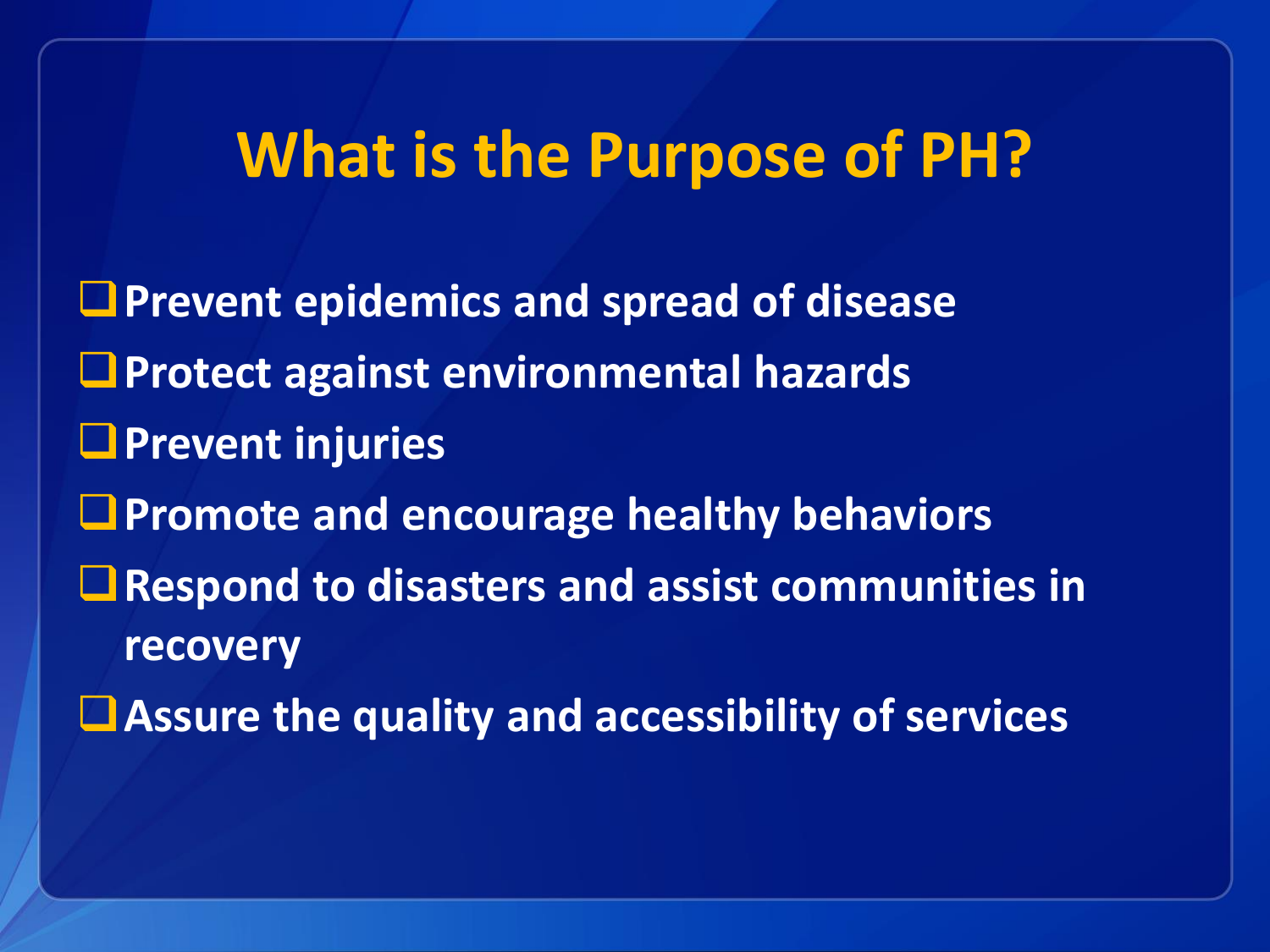# What is the Purpose of PH?

- Prevent epidemics and spread of disease
- Protect against environmental hazards
- Prevent injuries
- Promote and encourage healthy behaviors
- Respond to disasters and assist communities in recovery
- Assure the quality and accessibility of services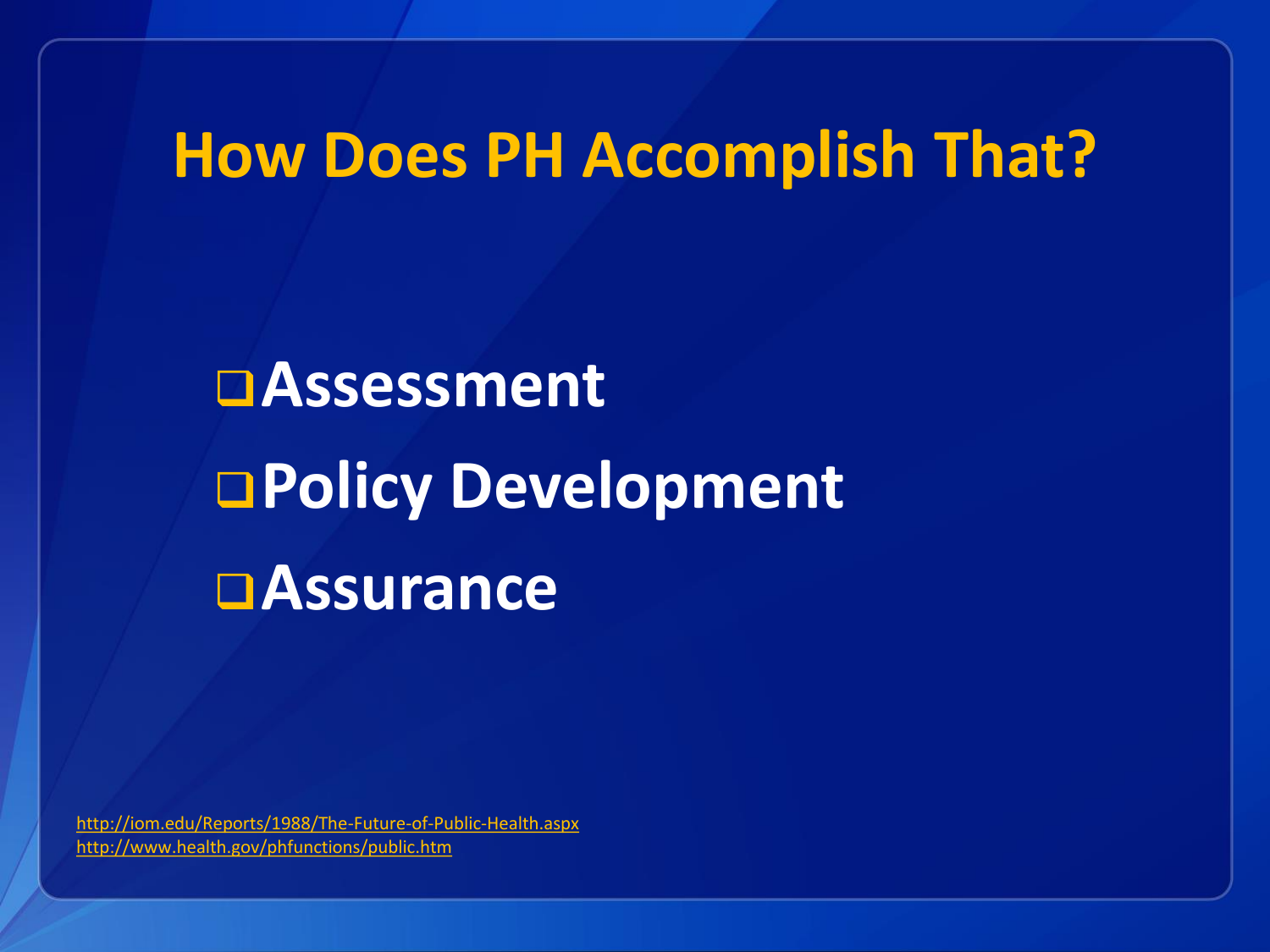# How Does PH Accomplish That?

- Assessment
- Policy Development
- Assurance

http://iom.edu/Reports/1988/The-Future-of-Public-Health.aspx
http://www.health.gov/phfunctions/public.htm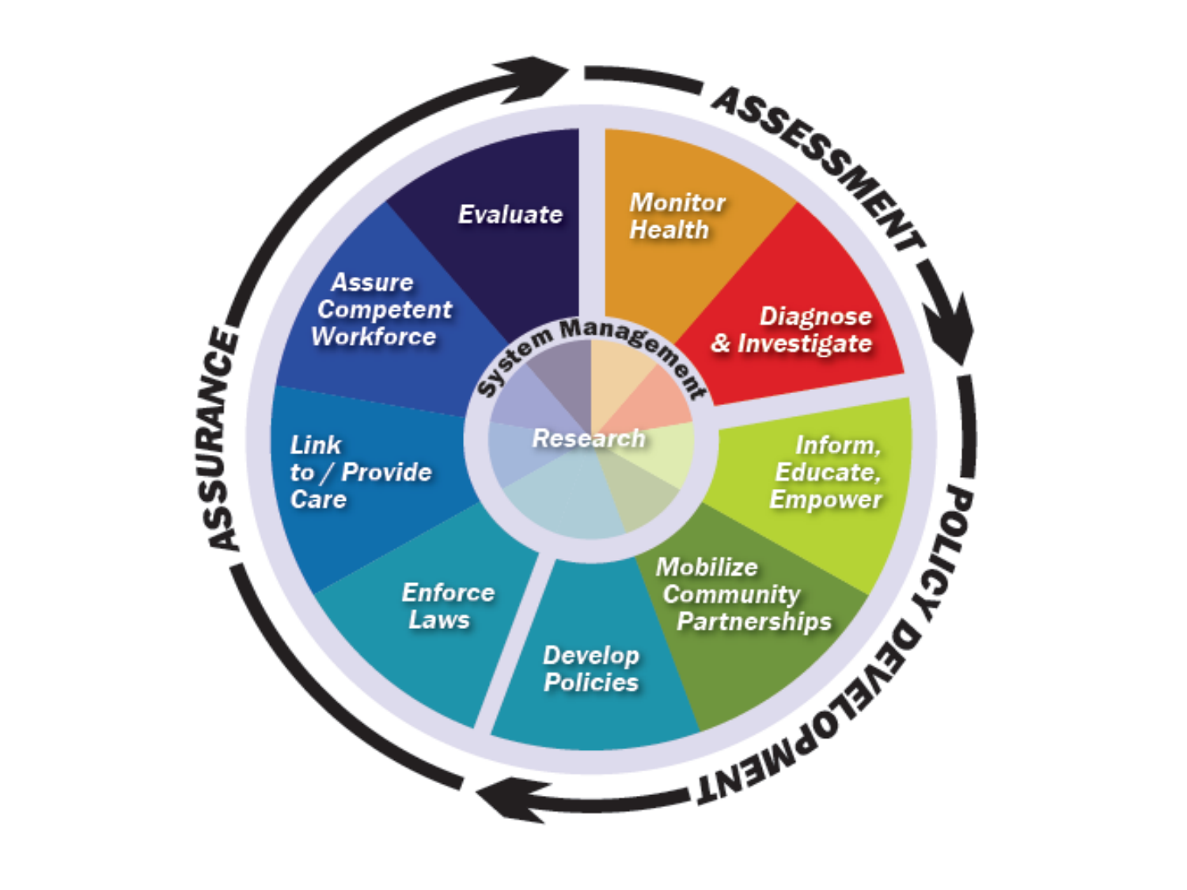ASSESSMENT

Monitor Health

Diagnose & Investigate

POLICY DEVELOPMENT

Inform, Educate, Empower

Mobilize Community Partnerships

Develop Policies

ASSURANCE

Enforce Laws

Link to / Provide Care

Assure Competent Workforce

Evaluate

System Management

Research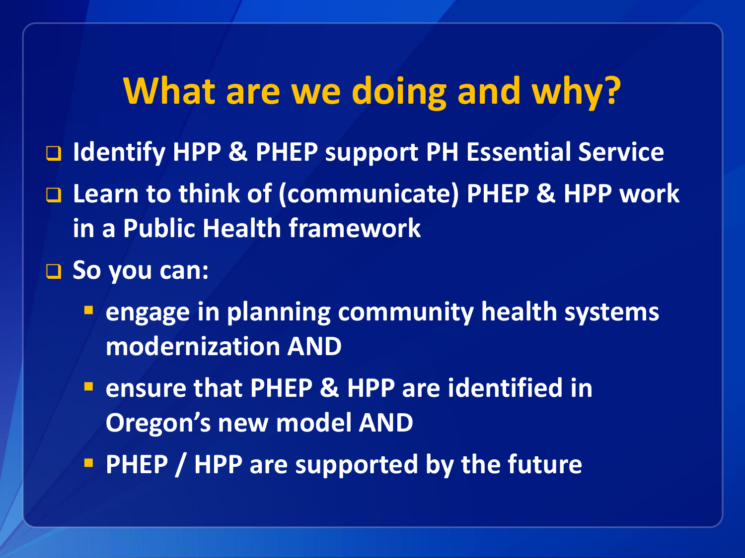# What are we doing and why?

- Identify HPP & PHEP support PH Essential Service
- Learn to think of (communicate) PHEP & HPP work in a Public Health framework
- So you can:
  - engage in planning community health systems modernization AND
  - ensure that PHEP & HPP are identified in Oregon's new model AND
  - PHEP / HPP are supported by the future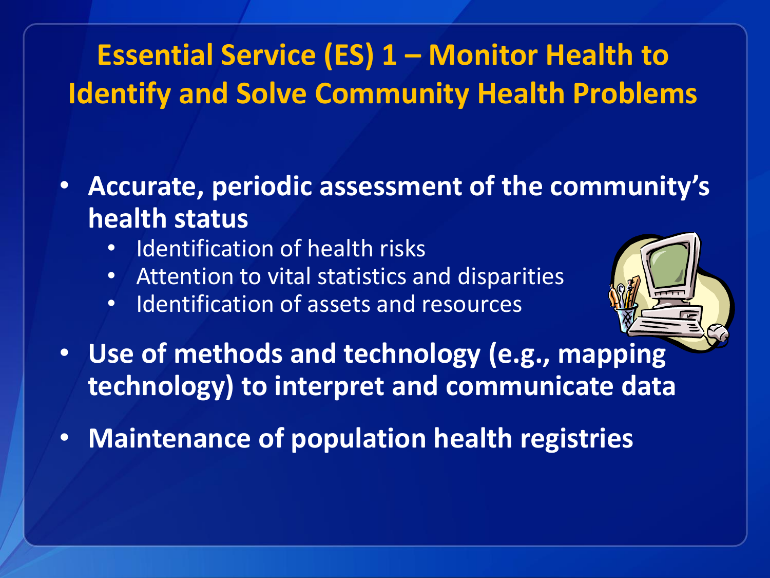# Essential Service (ES) 1 – Monitor Health to Identify and Solve Community Health Problems

- **Accurate, periodic assessment of the community's health status**
  - Identification of health risks
  - Attention to vital statistics and disparities
  - Identification of assets and resources
- **Use of methods and technology (e.g., mapping technology) to interpret and communicate data**
- **Maintenance of population health registries**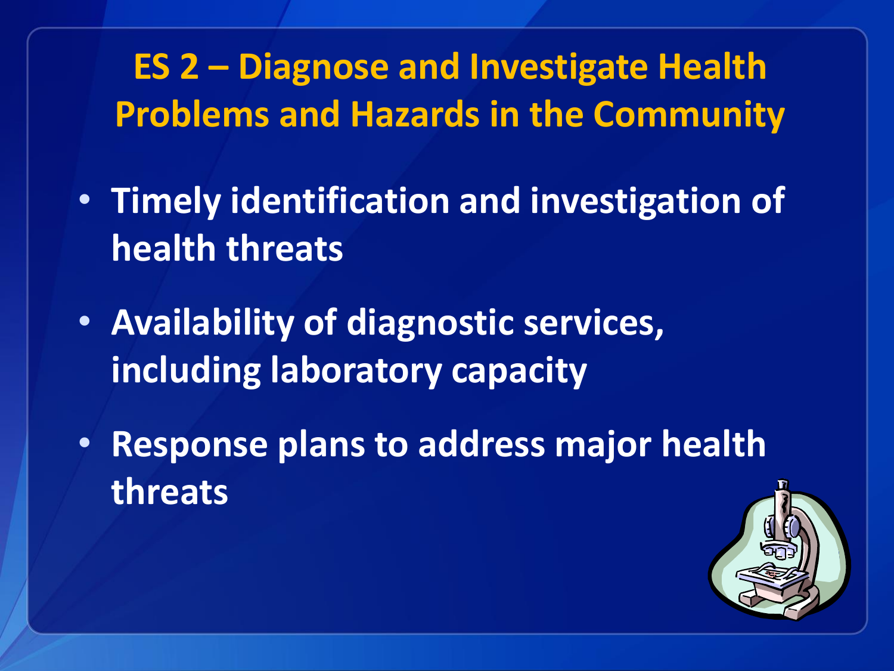# ES 2 – Diagnose and Investigate Health Problems and Hazards in the Community

- Timely identification and investigation of health threats
- Availability of diagnostic services, including laboratory capacity
- Response plans to address major health threats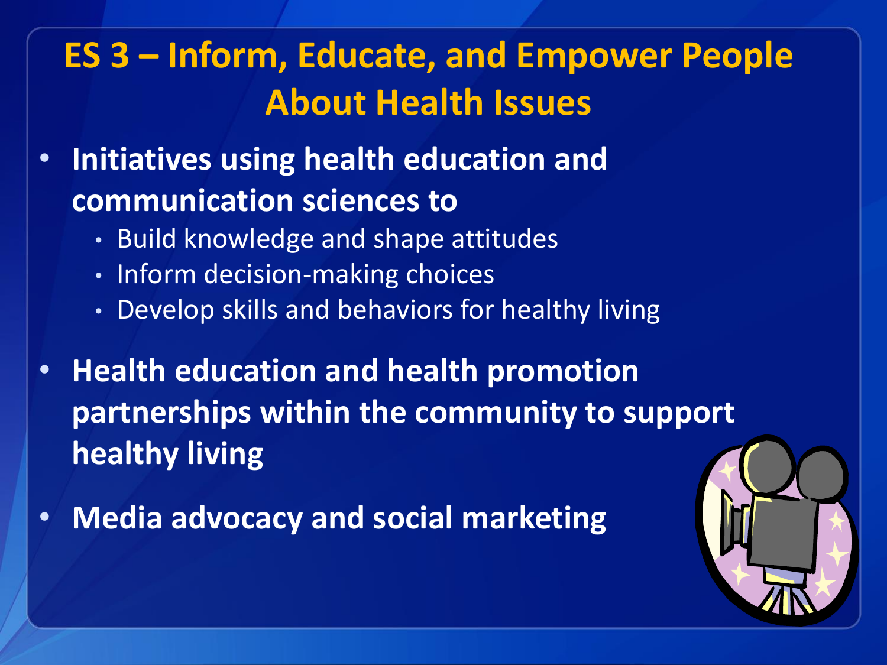# ES 3 – Inform, Educate, and Empower People About Health Issues

- **Initiatives using health education and communication sciences to**
  - Build knowledge and shape attitudes
  - Inform decision-making choices
  - Develop skills and behaviors for healthy living
- **Health education and health promotion partnerships within the community to support healthy living**
- **Media advocacy and social marketing**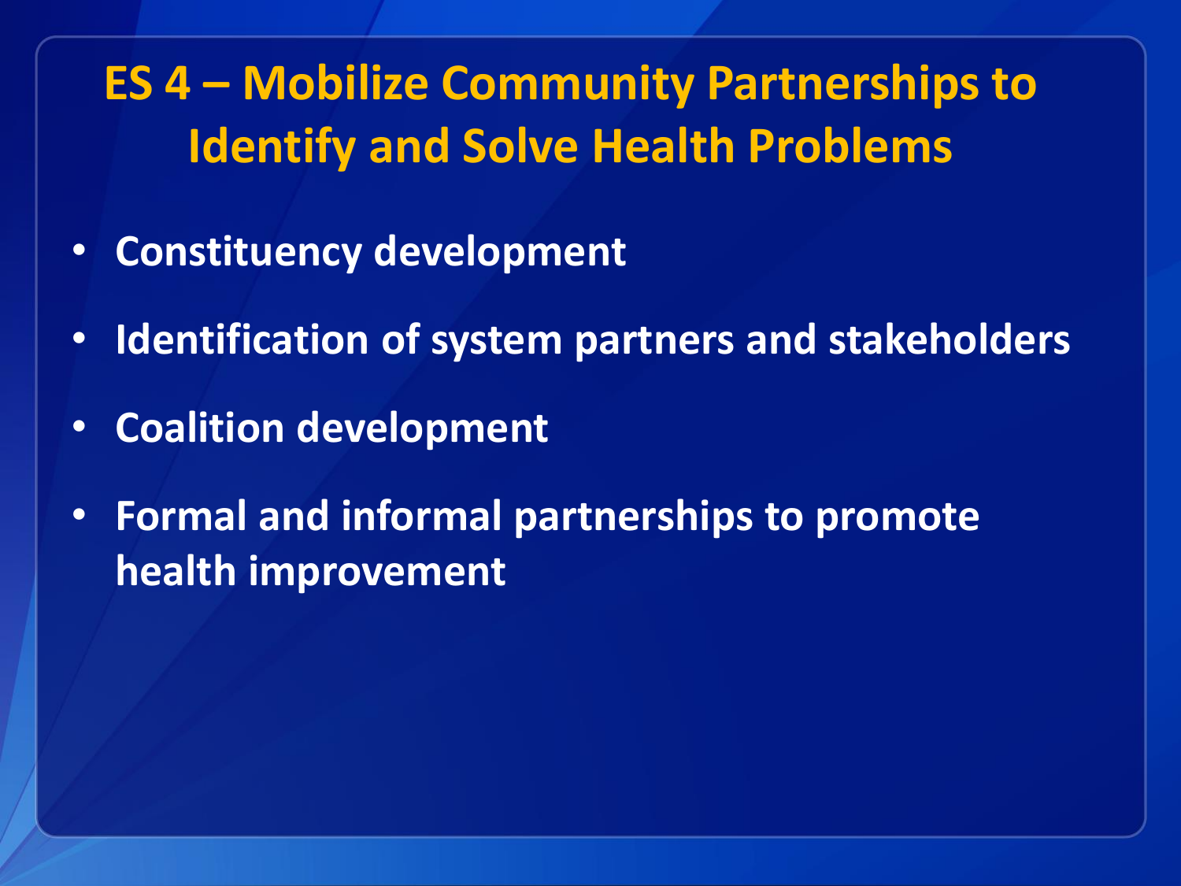# ES 4 – Mobilize Community Partnerships to Identify and Solve Health Problems

- Constituency development
- Identification of system partners and stakeholders
- Coalition development
- Formal and informal partnerships to promote health improvement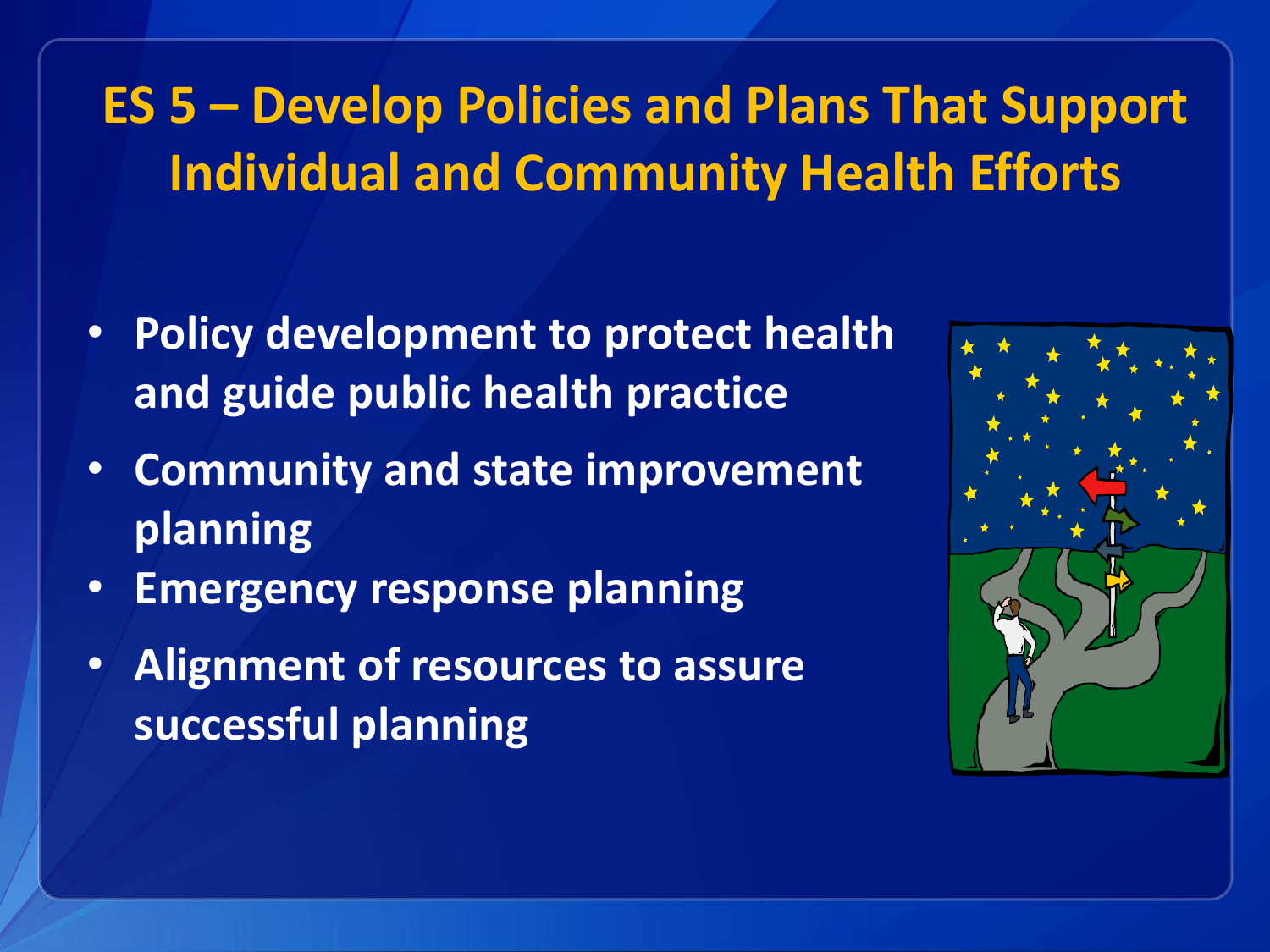# ES 5 – Develop Policies and Plans That Support Individual and Community Health Efforts

- Policy development to protect health and guide public health practice
- Community and state improvement planning
- Emergency response planning
- Alignment of resources to assure successful planning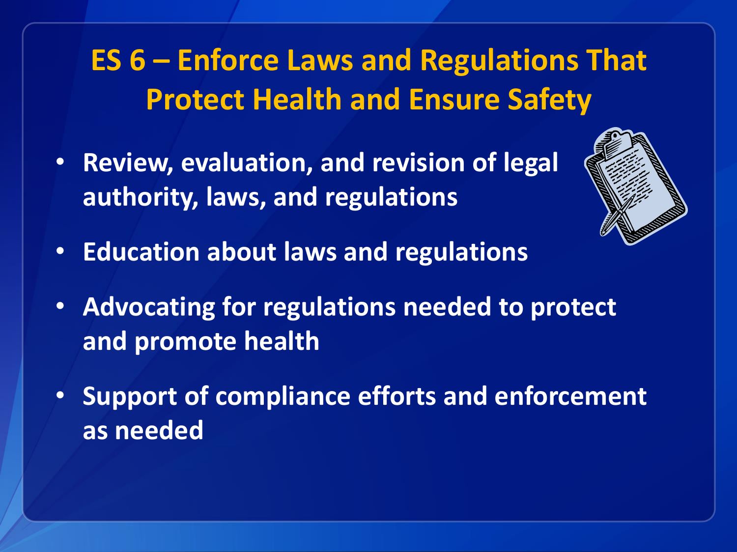# ES 6 – Enforce Laws and Regulations That Protect Health and Ensure Safety

- Review, evaluation, and revision of legal authority, laws, and regulations
- Education about laws and regulations
- Advocating for regulations needed to protect and promote health
- Support of compliance efforts and enforcement as needed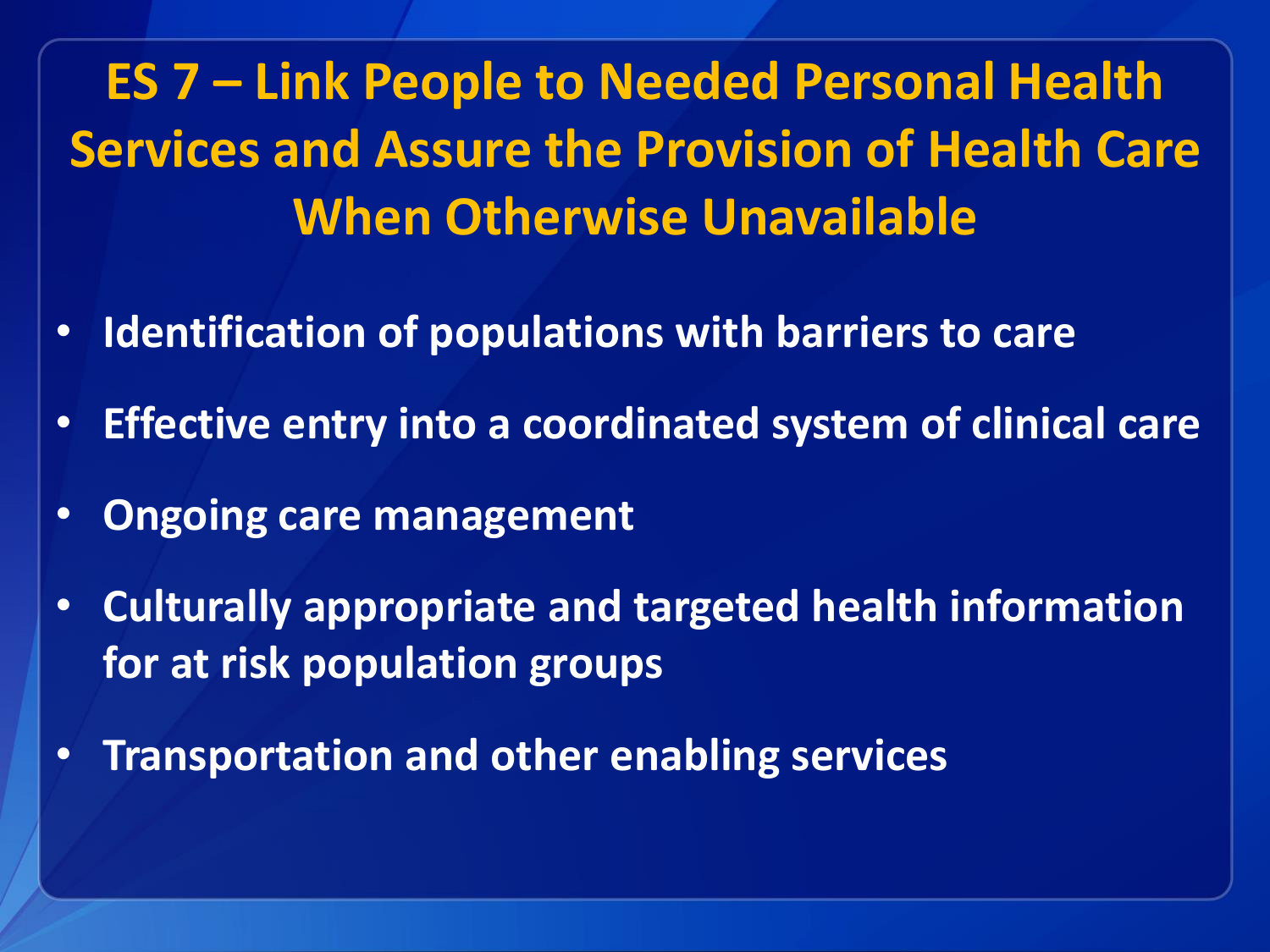# ES 7 – Link People to Needed Personal Health Services and Assure the Provision of Health Care When Otherwise Unavailable

- Identification of populations with barriers to care
- Effective entry into a coordinated system of clinical care
- Ongoing care management
- Culturally appropriate and targeted health information for at risk population groups
- Transportation and other enabling services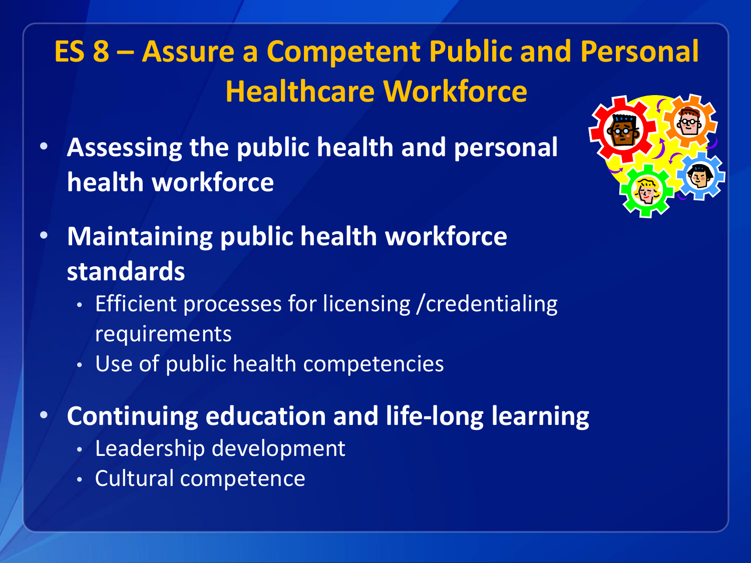# ES 8 – Assure a Competent Public and Personal Healthcare Workforce

- **Assessing the public health and personal health workforce**
- **Maintaining public health workforce standards**
  - Efficient processes for licensing /credentialing requirements
  - Use of public health competencies
- **Continuing education and life-long learning**
  - Leadership development
  - Cultural competence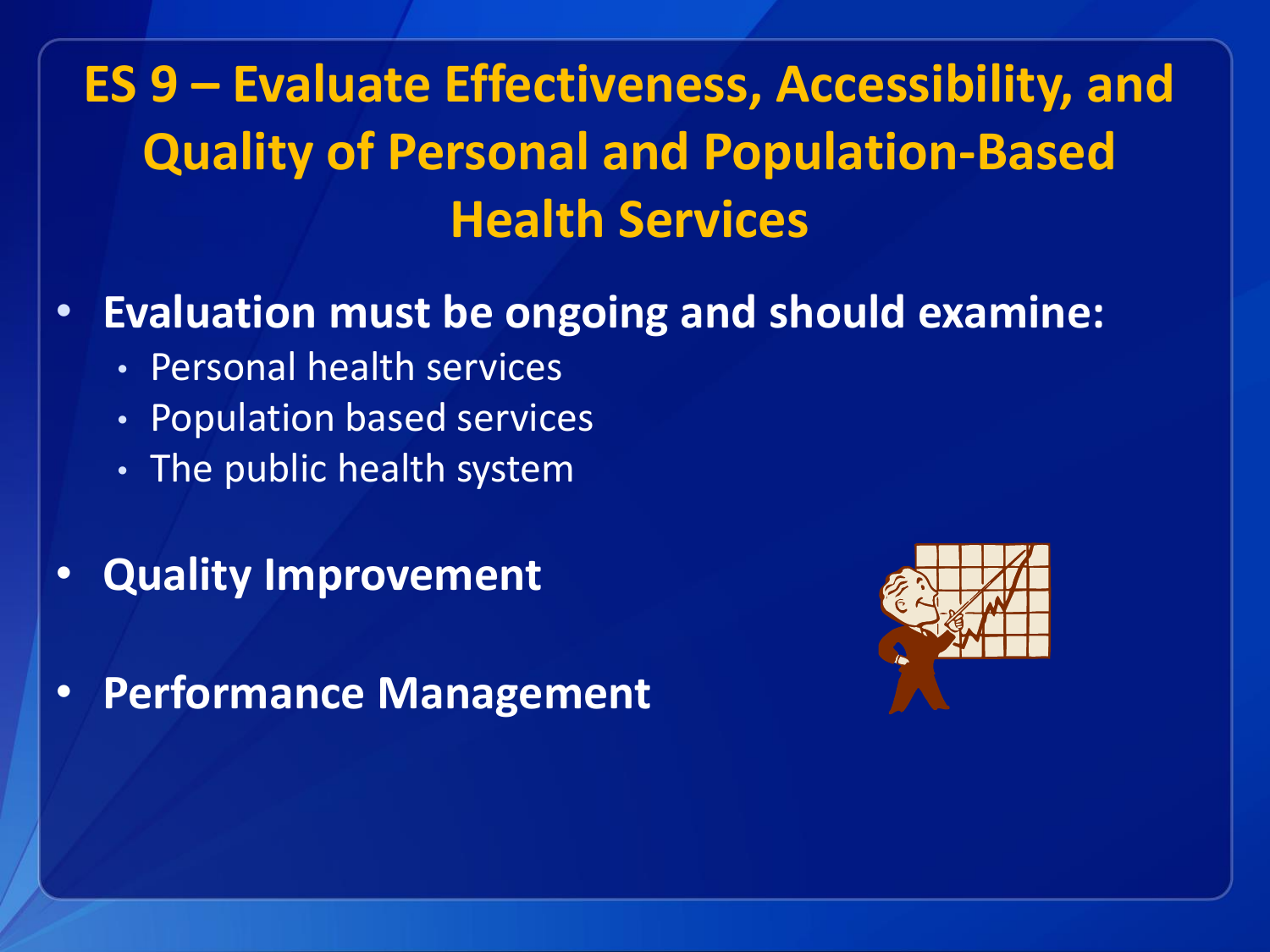# ES 9 – Evaluate Effectiveness, Accessibility, and Quality of Personal and Population-Based Health Services

- **Evaluation must be ongoing and should examine:**
  - Personal health services
  - Population based services
  - The public health system
- **Quality Improvement**
- **Performance Management**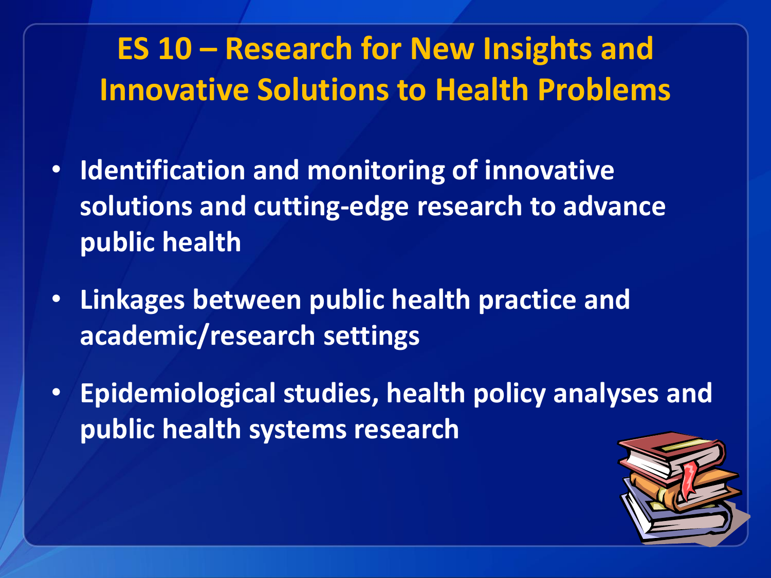# ES 10 – Research for New Insights and Innovative Solutions to Health Problems

- Identification and monitoring of innovative solutions and cutting-edge research to advance public health
- Linkages between public health practice and academic/research settings
- Epidemiological studies, health policy analyses and public health systems research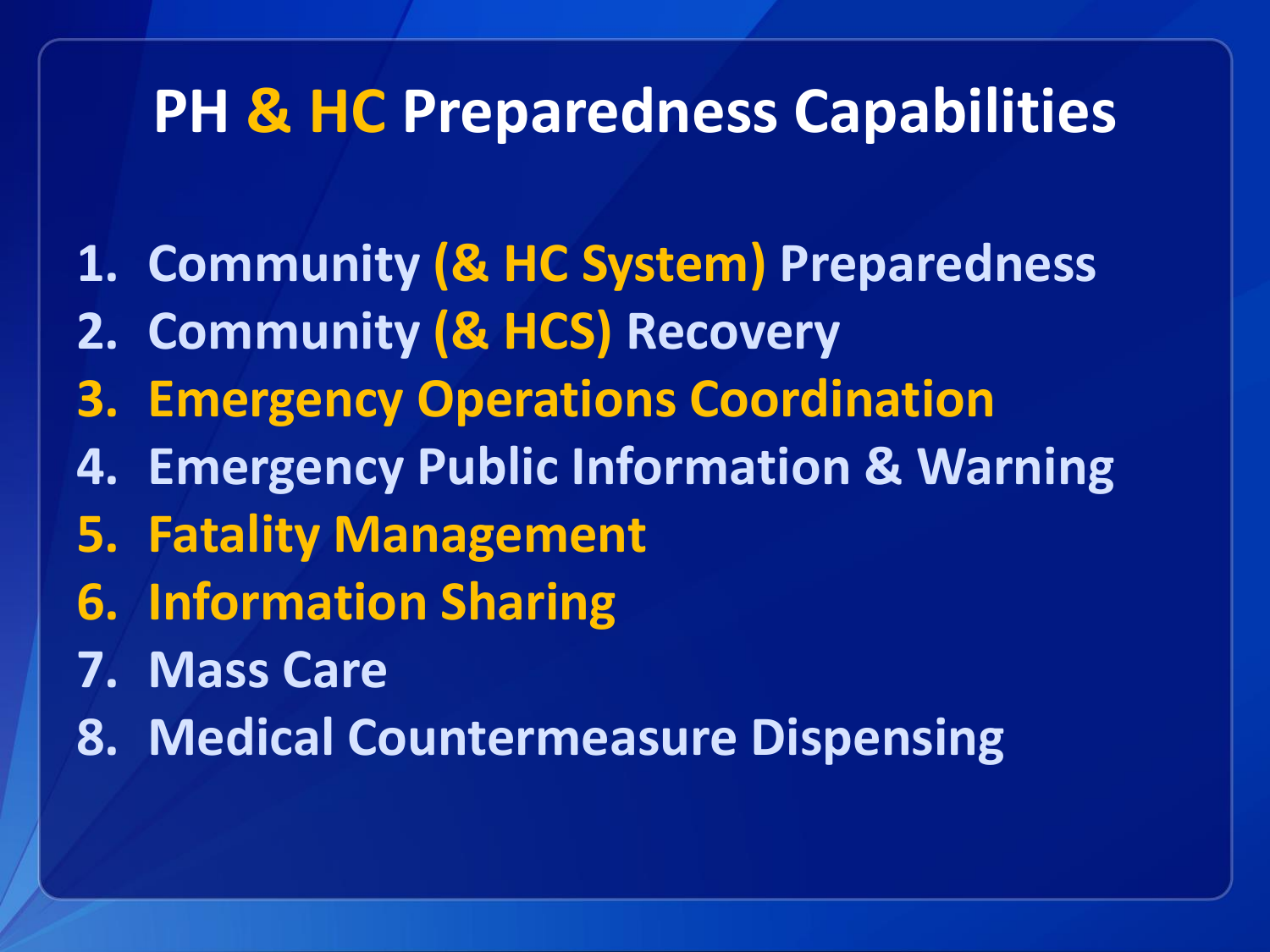# PH & HC Preparedness Capabilities

1. Community (& HC System) Preparedness
2. Community (& HCS) Recovery
3. Emergency Operations Coordination
4. Emergency Public Information & Warning
5. Fatality Management
6. Information Sharing
7. Mass Care
8. Medical Countermeasure Dispensing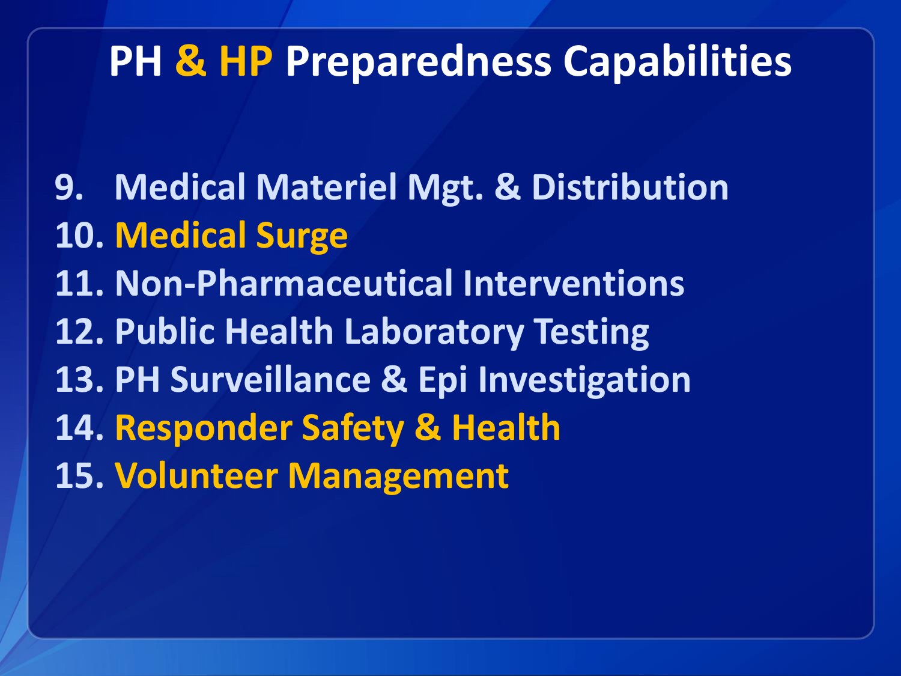# PH & HP Preparedness Capabilities

9. Medical Materiel Mgt. & Distribution
10. **Medical Surge**
11. Non-Pharmaceutical Interventions
12. Public Health Laboratory Testing
13. PH Surveillance & Epi Investigation
14. **Responder Safety & Health**
15. **Volunteer Management**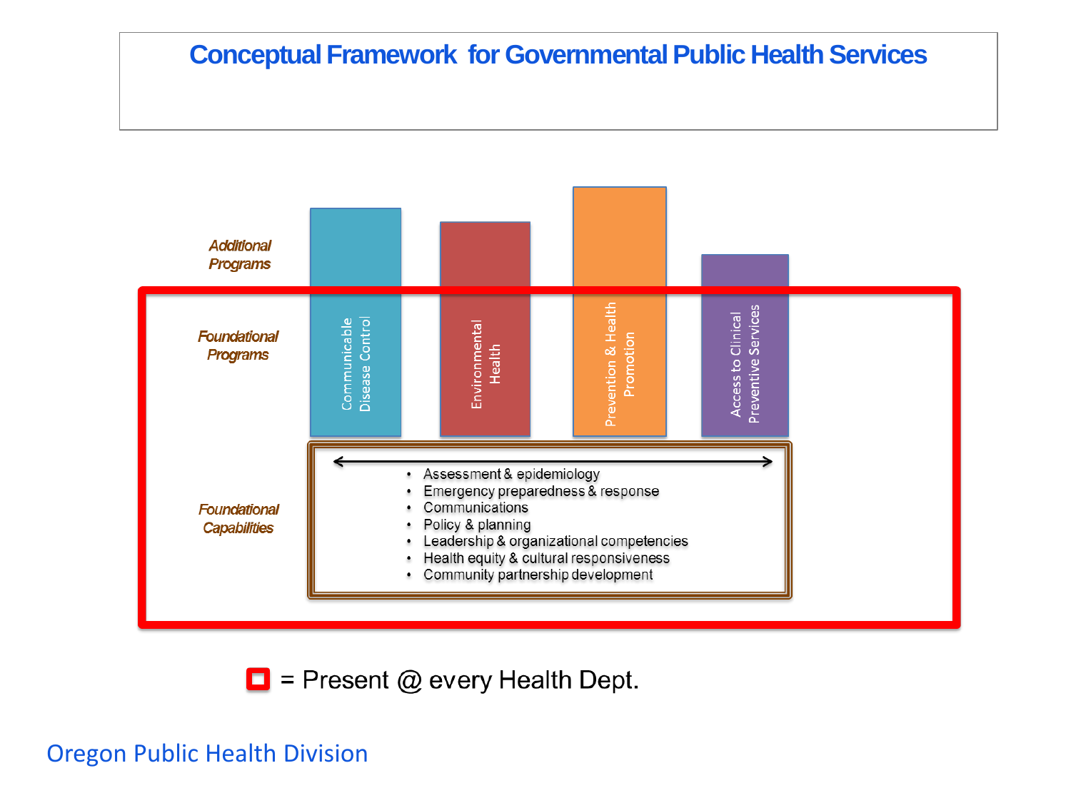# Conceptual Framework for Governmental Public Health Services

*Additional Programs*

*Foundational Programs*

- Communicable Disease Control
- Environmental Health
- Prevention & Health Promotion
- Access to Clinical Preventive Services

*Foundational Capabilities*

- Assessment & epidemiology
- Emergency preparedness & response
- Communications
- Policy & planning
- Leadership & organizational competencies
- Health equity & cultural responsiveness
- Community partnership development

= Present @ every Health Dept.

Oregon Public Health Division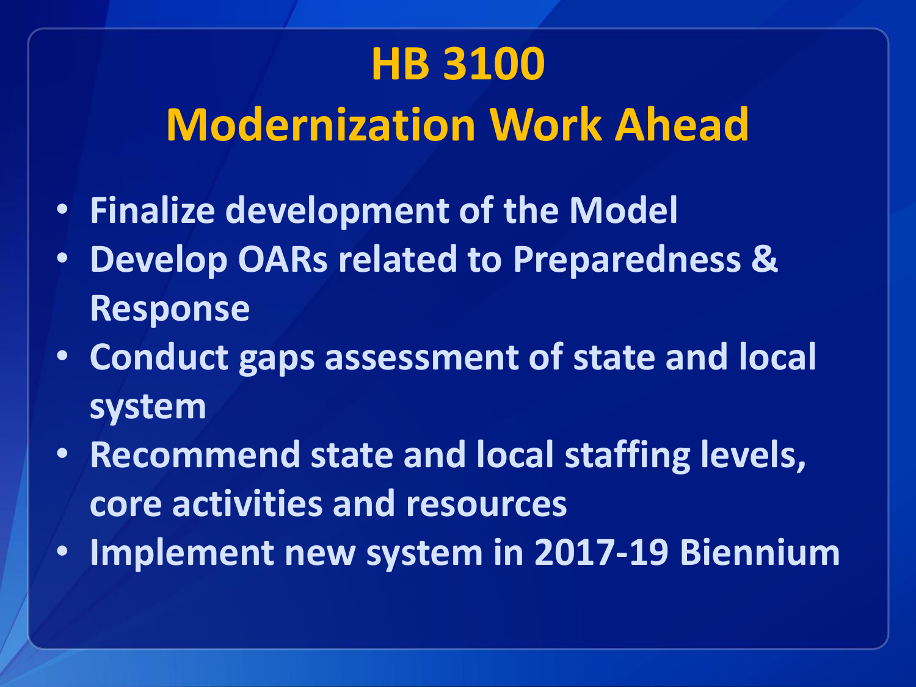# HB 3100
# Modernization Work Ahead

- Finalize development of the Model
- Develop OARs related to Preparedness & Response
- Conduct gaps assessment of state and local system
- Recommend state and local staffing levels, core activities and resources
- Implement new system in 2017-19 Biennium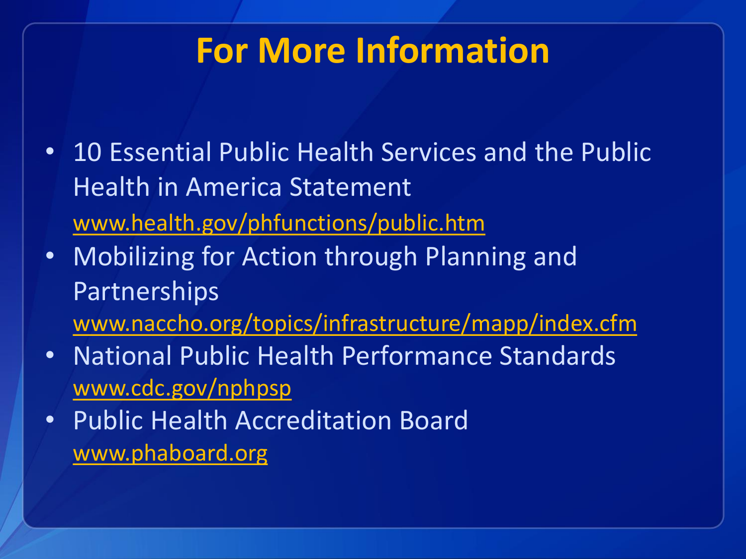# For More Information

- 10 Essential Public Health Services and the Public Health in America Statement
  www.health.gov/phfunctions/public.htm
- Mobilizing for Action through Planning and Partnerships
  www.naccho.org/topics/infrastructure/mapp/index.cfm
- National Public Health Performance Standards
  www.cdc.gov/nphpsp
- Public Health Accreditation Board
  www.phaboard.org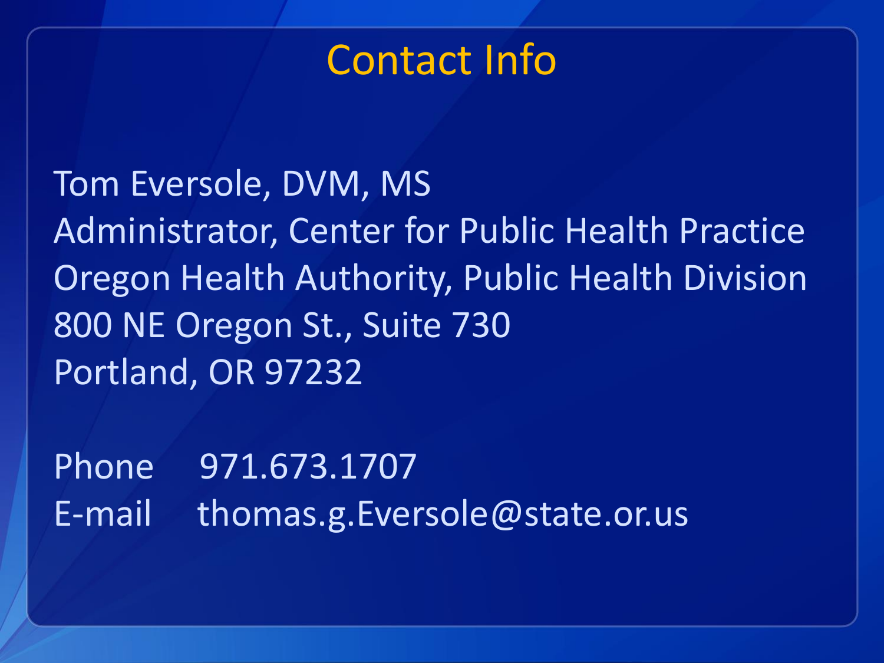# Contact Info

Tom Eversole, DVM, MS
Administrator, Center for Public Health Practice
Oregon Health Authority, Public Health Division
800 NE Oregon St., Suite 730
Portland, OR 97232

Phone 971.673.1707
E-mail thomas.g.Eversole@state.or.us